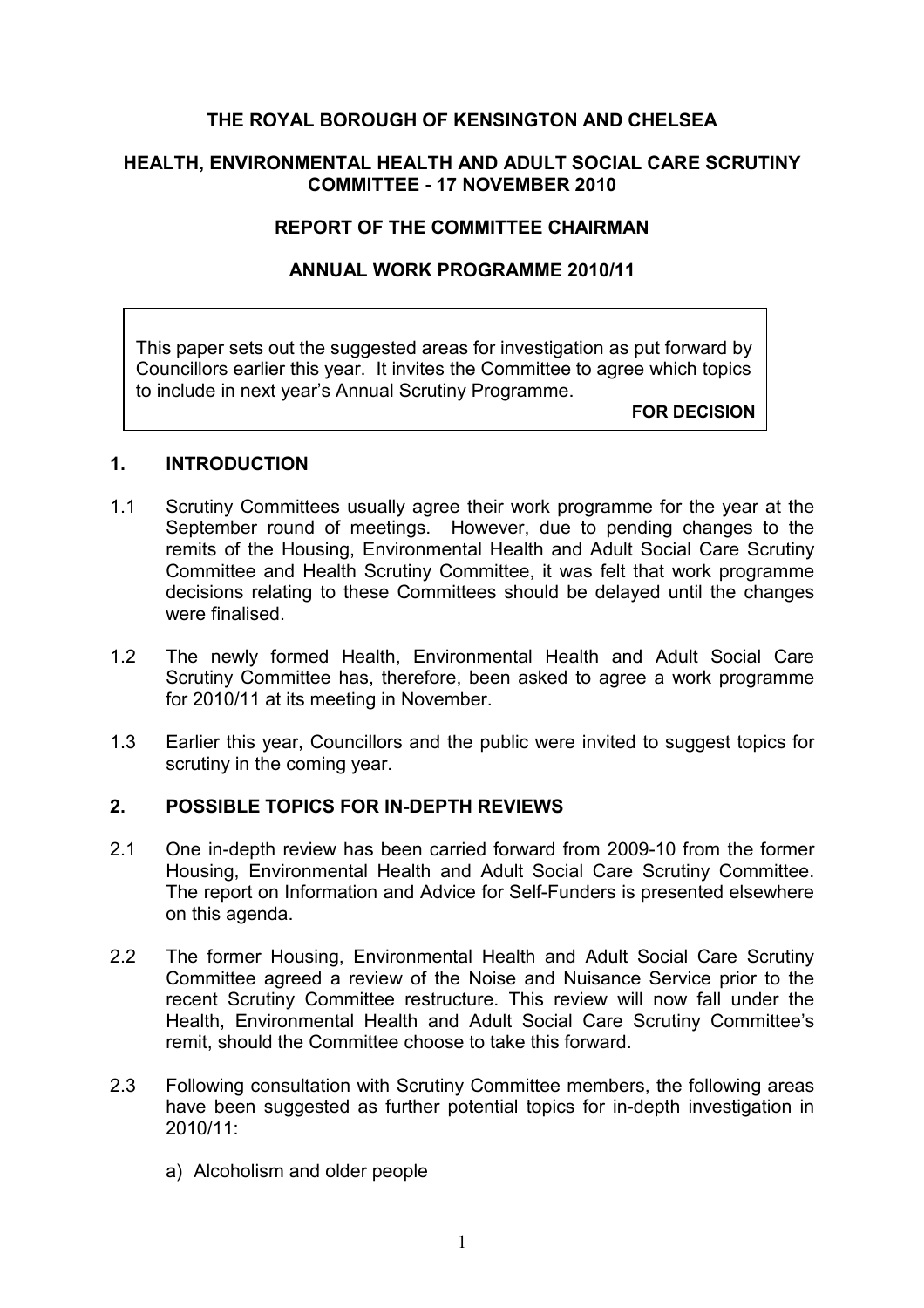# THE ROYAL BOROUGH OF KENSINGTON AND CHELSEA

## HEALTH, ENVIRONMENTAL HEALTH AND ADULT SOCIAL CARE SCRUTINY COMMITTEE - 17 NOVEMBER 2010

## REPORT OF THE COMMITTEE CHAIRMAN

## ANNUAL WORK PROGRAMME 2010/11

This paper sets out the suggested areas for investigation as put forward by Councillors earlier this year. It invites the Committee to agree which topics to include in next year's Annual Scrutiny Programme.

**FOR DECISION**

### 1. INTRODUCTION

1.1 Scrutiny Committees usually agree their work programme for the year at the September round of meetings. However, due to pending changes to the remits of the Housing, Environmental Health and Adult Social Care Scrutiny Committee and Health Scrutiny Committee, it was felt that work programme decisions relating to these Committees should be delayed until the changes were finalised.

1.2 The newly formed Health, Environmental Health and Adult Social Care Scrutiny Committee has, therefore, been asked to agree a work programme for 2010/11 at its meeting in November.

1.3 Earlier this year, Councillors and the public were invited to suggest topics for scrutiny in the coming year.

### 2. POSSIBLE TOPICS FOR IN-DEPTH REVIEWS

2.1 One in-depth review has been carried forward from 2009-10 from the former Housing, Environmental Health and Adult Social Care Scrutiny Committee. The report on Information and Advice for Self-Funders is presented elsewhere on this agenda.

2.2 The former Housing, Environmental Health and Adult Social Care Scrutiny Committee agreed a review of the Noise and Nuisance Service prior to the recent Scrutiny Committee restructure. This review will now fall under the Health, Environmental Health and Adult Social Care Scrutiny Committee's remit, should the Committee choose to take this forward.

2.3 Following consultation with Scrutiny Committee members, the following areas have been suggested as further potential topics for in-depth investigation in 2010/11:

a) Alcoholism and older people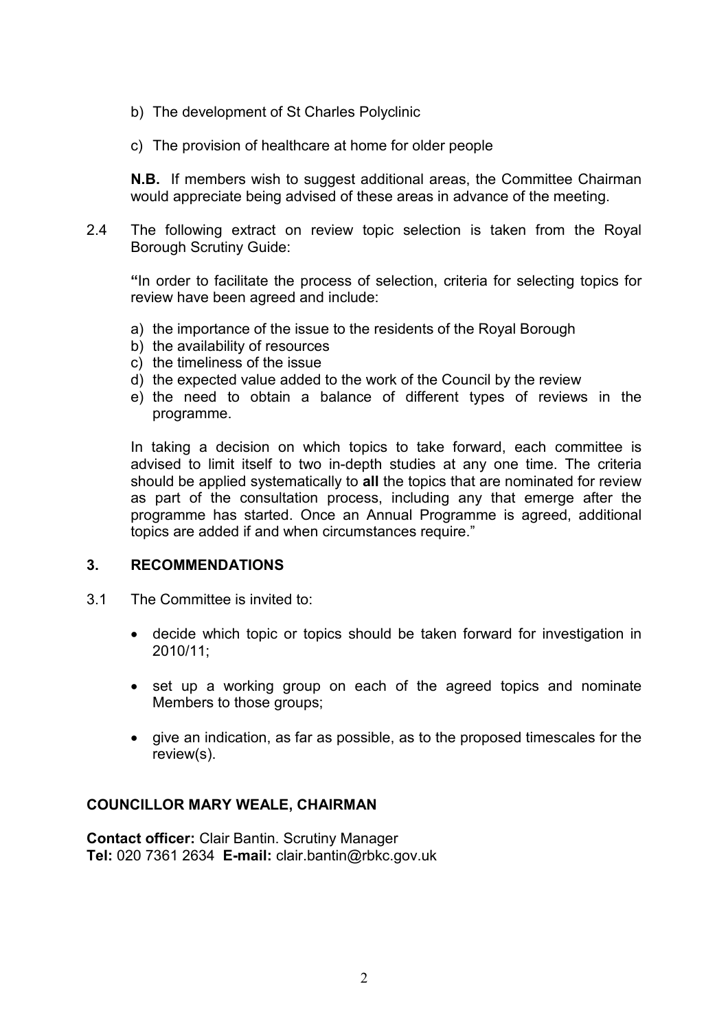b) The development of St Charles Polyclinic

c) The provision of healthcare at home for older people

**N.B.** If members wish to suggest additional areas, the Committee Chairman would appreciate being advised of these areas in advance of the meeting.

2.4 The following extract on review topic selection is taken from the Royal Borough Scrutiny Guide:

**"**In order to facilitate the process of selection, criteria for selecting topics for review have been agreed and include:

a) the importance of the issue to the residents of the Royal Borough
b) the availability of resources
c) the timeliness of the issue
d) the expected value added to the work of the Council by the review
e) the need to obtain a balance of different types of reviews in the programme.

In taking a decision on which topics to take forward, each committee is advised to limit itself to two in-depth studies at any one time. The criteria should be applied systematically to **all** the topics that are nominated for review as part of the consultation process, including any that emerge after the programme has started. Once an Annual Programme is agreed, additional topics are added if and when circumstances require."

## 3. RECOMMENDATIONS

3.1 The Committee is invited to:

- decide which topic or topics should be taken forward for investigation in 2010/11;
- set up a working group on each of the agreed topics and nominate Members to those groups;
- give an indication, as far as possible, as to the proposed timescales for the review(s).

**COUNCILLOR MARY WEALE, CHAIRMAN**

**Contact officer:** Clair Bantin. Scrutiny Manager
**Tel:** 020 7361 2634 **E-mail:** clair.bantin@rbkc.gov.uk